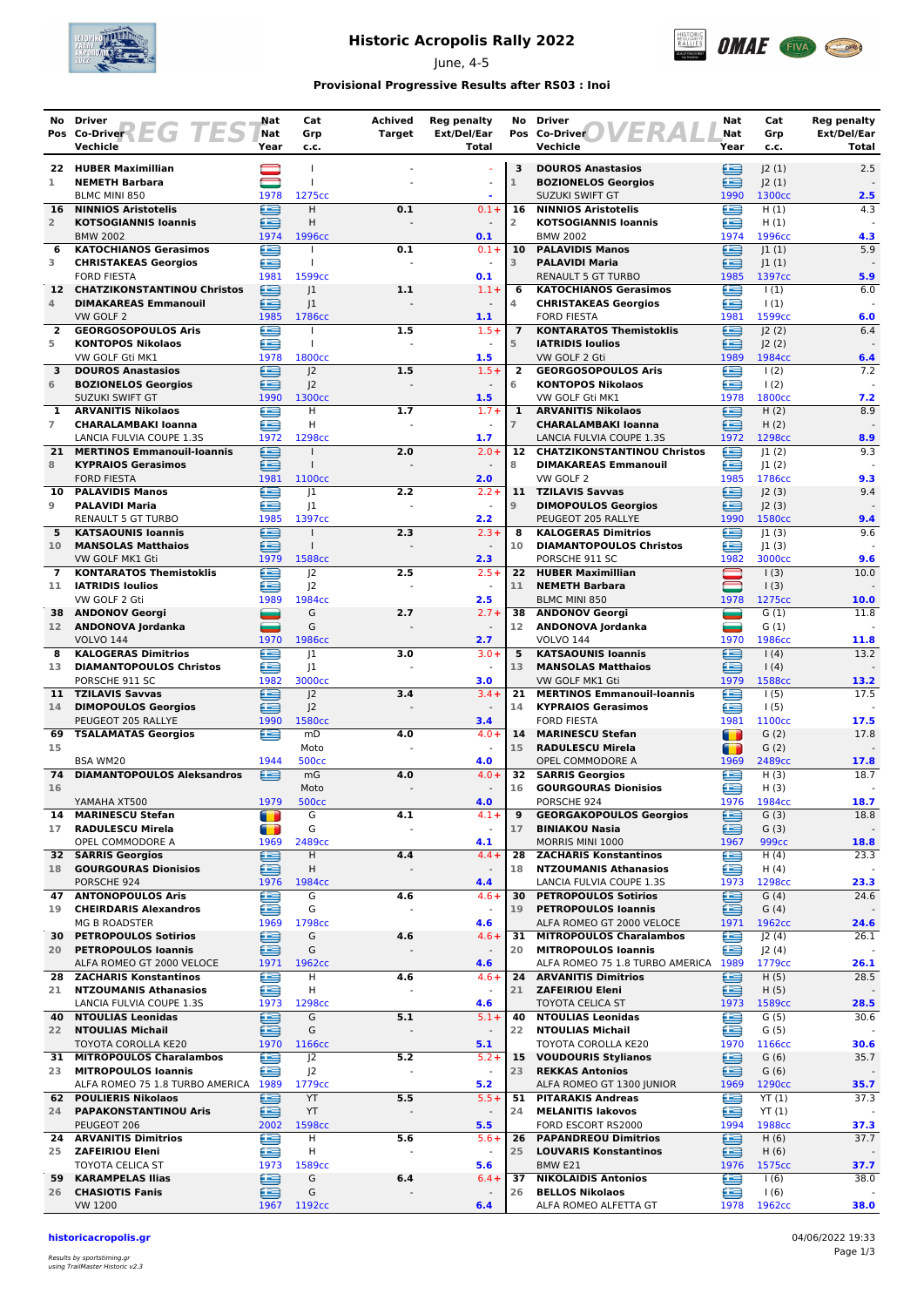# Historic Acropolis Rally 2022

June, 4-5

**Provisional Progressive Results after RS03 : Inoi**

## REG TEST

| No / Pos | Driver / Co-Driver / Vechicle | Nat / Nat / Year | Cat / Grp / c.c. | Achived Target | Reg penalty Ext/Del/Ear Total |
|---|---|---|---|---|---|
| 22 / 1 | **HUBER Maximillian** / **NEMETH Barbara** / BLMC MINI 850 | 1978 | I / I / 1275cc | - | - / - / - |
| 16 / 2 | **NINNIOS Aristotelis** / **KOTSOGIANNIS Ioannis** / BMW 2002 | 1974 | H / H / 1996cc | 0.1 | 0.1+ / - / 0.1 |
| 6 / 3 | **KATOCHIANOS Gerasimos** / **CHRISTAKEAS Georgios** / FORD FIESTA | 1981 | I / I / 1599cc | 0.1 | 0.1+ / - / 0.1 |
| 12 / 4 | **CHATZIKONSTANTINOU Christos** / **DIMAKAREAS Emmanouil** / VW GOLF 2 | 1985 | J1 / J1 / 1786cc | 1.1 | 1.1+ / - / 1.1 |
| 2 / 5 | **GEORGOSOPOULOS Aris** / **KONTOPOS Nikolaos** / VW GOLF Gti MK1 | 1978 | I / I / 1800cc | 1.5 | 1.5+ / - / 1.5 |
| 3 / 6 | **DOUROS Anastasios** / **BOZIONELOS Georgios** / SUZUKI SWIFT GT | 1990 | J2 / J2 / 1300cc | 1.5 | 1.5+ / - / 1.5 |
| 1 / 7 | **ARVANITIS Nikolaos** / **CHARALAMBAKI Ioanna** / LANCIA FULVIA COUPE 1.3S | 1972 | H / H / 1298cc | 1.7 | 1.7+ / - / 1.7 |
| 21 / 8 | **MERTINOS Emmanouil-Ioannis** / **KYPRAIOS Gerasimos** / FORD FIESTA | 1981 | I / I / 1100cc | 2.0 | 2.0+ / - / 2.0 |
| 10 / 9 | **PALAVIDIS Manos** / **PALAVIDI Maria** / RENAULT 5 GT TURBO | 1985 | J1 / J1 / 1397cc | 2.2 | 2.2+ / - / 2.2 |
| 5 / 10 | **KATSAOUNIS Ioannis** / **MANSOLAS Matthaios** / VW GOLF MK1 Gti | 1979 | I / I / 1588cc | 2.3 | 2.3+ / - / 2.3 |
| 7 / 11 | **KONTARATOS Themistoklis** / **IATRIDIS Ioulios** / VW GOLF 2 Gti | 1989 | J2 / J2 / 1984cc | 2.5 | 2.5+ / - / 2.5 |
| 38 / 12 | **ANDONOV Georgi** / **ANDONOVA Jordanka** / VOLVO 144 | 1970 | G / G / 1986cc | 2.7 | 2.7+ / - / 2.7 |
| 8 / 13 | **KALOGERAS Dimitrios** / **DIAMANTOPOULOS Christos** / PORSCHE 911 SC | 1982 | J1 / J1 / 3000cc | 3.0 | 3.0+ / - / 3.0 |
| 11 / 14 | **TZILAVIS Savvas** / **DIMOPOULOS Georgios** / PEUGEOT 205 RALLYE | 1990 | J2 / J2 / 1580cc | 3.4 | 3.4+ / - / 3.4 |
| 69 / 15 | **TSALAMATAS Georgios** / BSA WM20 | 1944 | mD / Moto / 500cc | 4.0 | 4.0+ / - / 4.0 |
| 74 / 16 | **DIAMANTOPOULOS Aleksandros** / YAMAHA XT500 | 1979 | mG / Moto / 500cc | 4.0 | 4.0+ / - / 4.0 |
| 14 / 17 | **MARINESCU Stefan** / **RADULESCU Mirela** / OPEL COMMODORE A | 1969 | G / G / 2489cc | 4.1 | 4.1+ / - / 4.1 |
| 32 / 18 | **SARRIS Georgios** / **GOURGOURAS Dionisios** / PORSCHE 924 | 1976 | H / H / 1984cc | 4.4 | 4.4+ / - / 4.4 |
| 47 / 19 | **ANTONOPOULOS Aris** / **CHEIRDARIS Alexandros** / MG B ROADSTER | 1969 | G / G / 1798cc | 4.6 | 4.6+ / - / 4.6 |
| 30 / 20 | **PETROPOULOS Sotirios** / **PETROPOULOS Ioannis** / ALFA ROMEO GT 2000 VELOCE | 1971 | G / G / 1962cc | 4.6 | 4.6+ / - / 4.6 |
| 28 / 21 | **ZACHARIS Konstantinos** / **NTZOUMANIS Athanasios** / LANCIA FULVIA COUPE 1.3S | 1973 | H / H / 1298cc | 4.6 | 4.6+ / - / 4.6 |
| 40 / 22 | **NTOULIAS Leonidas** / **NTOULIAS Michail** / TOYOTA COROLLA KE20 | 1970 | G / G / 1166cc | 5.1 | 5.1+ / - / 5.1 |
| 31 / 23 | **MITROPOULOS Charalambos** / **MITROPOULOS Ioannis** / ALFA ROMEO 75 1.8 TURBO AMERICA | 1989 | J2 / J2 / 1779cc | 5.2 | 5.2+ / - / 5.2 |
| 62 / 24 | **POULIERIS Nikolaos** / **PAPAKONSTANTINOU Aris** / PEUGEOT 206 | 2002 | YT / YT / 1598cc | 5.5 | 5.5+ / - / 5.5 |
| 24 / 25 | **ARVANITIS Dimitrios** / **ZAFEIRIOU Eleni** / TOYOTA CELICA ST | 1973 | H / H / 1589cc | 5.6 | 5.6+ / - / 5.6 |
| 59 / 26 | **KARAMPELAS Ilias** / **CHASIOTIS Fanis** / VW 1200 | 1967 | G / G / 1192cc | 6.4 | 6.4+ / - / 6.4 |

## OVERALL

| No / Pos | Driver / Co-Driver / Vechicle | Nat / Nat / Year | Cat / Grp / c.c. | Reg penalty Ext/Del/Ear Total |
|---|---|---|---|---|
| 3 / 1 | **DOUROS Anastasios** / **BOZIONELOS Georgios** / SUZUKI SWIFT GT | 1990 | J2 (1) / J2 (1) / 1300cc | 2.5 / - / 2.5 |
| 16 / 2 | **NINNIOS Aristotelis** / **KOTSOGIANNIS Ioannis** / BMW 2002 | 1974 | H (1) / H (1) / 1996cc | 4.3 / - / 4.3 |
| 10 / 3 | **PALAVIDIS Manos** / **PALAVIDI Maria** / RENAULT 5 GT TURBO | 1985 | J1 (1) / J1 (1) / 1397cc | 5.9 / - / 5.9 |
| 6 / 4 | **KATOCHIANOS Gerasimos** / **CHRISTAKEAS Georgios** / FORD FIESTA | 1981 | I (1) / I (1) / 1599cc | 6.0 / - / 6.0 |
| 7 / 5 | **KONTARATOS Themistoklis** / **IATRIDIS Ioulios** / VW GOLF 2 Gti | 1989 | J2 (2) / J2 (2) / 1984cc | 6.4 / - / 6.4 |
| 2 / 6 | **GEORGOSOPOULOS Aris** / **KONTOPOS Nikolaos** / VW GOLF Gti MK1 | 1978 | I (2) / I (2) / 1800cc | 7.2 / - / 7.2 |
| 1 / 7 | **ARVANITIS Nikolaos** / **CHARALAMBAKI Ioanna** / LANCIA FULVIA COUPE 1.3S | 1972 | H (2) / H (2) / 1298cc | 8.9 / - / 8.9 |
| 12 / 8 | **CHATZIKONSTANTINOU Christos** / **DIMAKAREAS Emmanouil** / VW GOLF 2 | 1985 | J1 (2) / J1 (2) / 1786cc | 9.3 / - / 9.3 |
| 11 / 9 | **TZILAVIS Savvas** / **DIMOPOULOS Georgios** / PEUGEOT 205 RALLYE | 1990 | J2 (3) / J2 (3) / 1580cc | 9.4 / - / 9.4 |
| 8 / 10 | **KALOGERAS Dimitrios** / **DIAMANTOPOULOS Christos** / PORSCHE 911 SC | 1982 | J1 (3) / J1 (3) / 3000cc | 9.6 / - / 9.6 |
| 22 / 11 | **HUBER Maximillian** / **NEMETH Barbara** / BLMC MINI 850 | 1978 | I (3) / I (3) / 1275cc | 10.0 / - / 10.0 |
| 38 / 12 | **ANDONOV Georgi** / **ANDONOVA Jordanka** / VOLVO 144 | 1970 | G (1) / G (1) / 1986cc | 11.8 / - / 11.8 |
| 5 / 13 | **KATSAOUNIS Ioannis** / **MANSOLAS Matthaios** / VW GOLF MK1 Gti | 1979 | I (4) / I (4) / 1588cc | 13.2 / - / 13.2 |
| 21 / 14 | **MERTINOS Emmanouil-Ioannis** / **KYPRAIOS Gerasimos** / FORD FIESTA | 1981 | I (5) / I (5) / 1100cc | 17.5 / - / 17.5 |
| 14 / 15 | **MARINESCU Stefan** / **RADULESCU Mirela** / OPEL COMMODORE A | 1969 | G (2) / G (2) / 2489cc | 17.8 / - / 17.8 |
| 32 / 16 | **SARRIS Georgios** / **GOURGOURAS Dionisios** / PORSCHE 924 | 1976 | H (3) / H (3) / 1984cc | 18.7 / - / 18.7 |
| 9 / 17 | **GEORGAKOPOULOS Georgios** / **BINIAKOU Nasia** / MORRIS MINI 1000 | 1967 | G (3) / G (3) / 999cc | 18.8 / - / 18.8 |
| 28 / 18 | **ZACHARIS Konstantinos** / **NTZOUMANIS Athanasios** / LANCIA FULVIA COUPE 1.3S | 1973 | H (4) / H (4) / 1298cc | 23.3 / - / 23.3 |
| 30 / 19 | **PETROPOULOS Sotirios** / **PETROPOULOS Ioannis** / ALFA ROMEO GT 2000 VELOCE | 1971 | G (4) / G (4) / 1962cc | 24.6 / - / 24.6 |
| 31 / 20 | **MITROPOULOS Charalambos** / **MITROPOULOS Ioannis** / ALFA ROMEO 75 1.8 TURBO AMERICA | 1989 | J2 (4) / J2 (4) / 1779cc | 26.1 / - / 26.1 |
| 24 / 21 | **ARVANITIS Dimitrios** / **ZAFEIRIOU Eleni** / TOYOTA CELICA ST | 1973 | H (5) / H (5) / 1589cc | 28.5 / - / 28.5 |
| 40 / 22 | **NTOULIAS Leonidas** / **NTOULIAS Michail** / TOYOTA COROLLA KE20 | 1970 | G (5) / G (5) / 1166cc | 30.6 / - / 30.6 |
| 15 / 23 | **VOUDOURIS Stylianos** / **REKKAS Antonios** / ALFA ROMEO GT 1300 JUNIOR | 1969 | G (6) / G (6) / 1290cc | 35.7 / - / 35.7 |
| 51 / 24 | **PITARAKIS Andreas** / **MELANITIS Iakovos** / FORD ESCORT RS2000 | 1994 | YT (1) / YT (1) / 1988cc | 37.3 / - / 37.3 |
| 26 / 25 | **PAPANDREOU Dimitrios** / **LOUVARIS Konstantinos** / BMW E21 | 1976 | H (6) / H (6) / 1575cc | 37.7 / - / 37.7 |
| 37 / 26 | **NIKOLAIDIS Antonios** / **BELLOS Nikolaos** / ALFA ROMEO ALFETTA GT | 1978 | I (6) / I (6) / 1962cc | 38.0 / - / 38.0 |

**historicacropolis.gr**

04/06/2022 19:33

*Results by sportstiming.gr using TrailMaster Historic v2.3*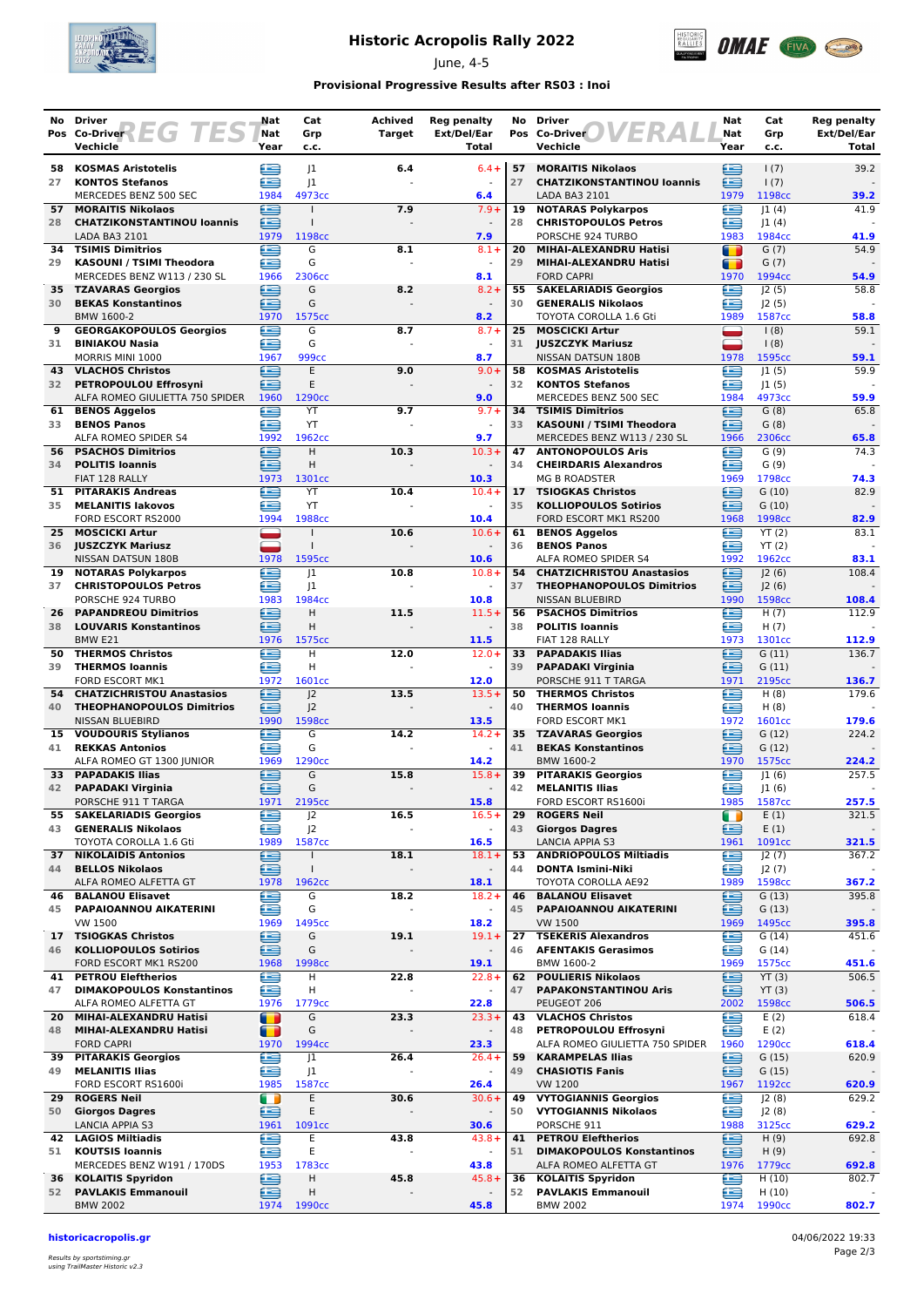# Historic Acropolis Rally 2022

June, 4-5

### Provisional Progressive Results after RS03 : Inoi

## REG TEST

| No | Pos | Driver | Co-Driver | Vehicle | Nat | Nat | Year | Cat | Grp | c.c. | Achived Target | Reg penalty Ext/Del/Ear | Total |
|---|---|---|---|---|---|---|---|---|---|---|---|---|---|
| 58 | 27 | KOSMAS Aristotelis | KONTOS Stefanos | MERCEDES BENZ 500 SEC | | | 1984 | J1 | J1 | 4973cc | 6.4 | 6.4+ - | 6.4 |
| 57 | 28 | MORAITIS Nikolaos | CHATZIKONSTANTINOU Ioannis | LADA BA3 2101 | | | 1979 | I | I | 1198cc | 7.9 | 7.9+ - | 7.9 |
| 34 | 29 | TSIMIS Dimitrios | KASOUNI / TSIMI Theodora | MERCEDES BENZ W113 / 230 SL | | | 1966 | G | G | 2306cc | 8.1 | 8.1+ - | 8.1 |
| 35 | 30 | TZAVARAS Georgios | BEKAS Konstantinos | BMW 1600-2 | | | 1970 | G | G | 1575cc | 8.2 | 8.2+ - | 8.2 |
| 9 | 31 | GEORGAKOPOULOS Georgios | BINIAKOU Nasia | MORRIS MINI 1000 | | | 1967 | G | G | 999cc | 8.7 | 8.7+ - | 8.7 |
| 43 | 32 | VLACHOS Christos | PETROPOULOU Effrosyni | ALFA ROMEO GIULIETTA 750 SPIDER | | | 1960 | E | E | 1290cc | 9.0 | 9.0+ - | 9.0 |
| 61 | 33 | BENOS Aggelos | BENOS Panos | ALFA ROMEO SPIDER S4 | | | 1992 | YT | YT | 1962cc | 9.7 | 9.7+ - | 9.7 |
| 56 | 34 | PSACHOS Dimitrios | POLITIS Ioannis | FIAT 128 RALLY | | | 1973 | H | H | 1301cc | 10.3 | 10.3+ - | 10.3 |
| 51 | 35 | PITARAKIS Andreas | MELANITIS Iakovos | FORD ESCORT RS2000 | | | 1994 | YT | YT | 1988cc | 10.4 | 10.4+ - | 10.4 |
| 25 | 36 | MOSCICKI Artur | JUSZCZYK Mariusz | NISSAN DATSUN 180B | | | 1978 | I | I | 1595cc | 10.6 | 10.6+ - | 10.6 |
| 19 | 37 | NOTARAS Polykarpos | CHRISTOPOULOS Petros | PORSCHE 924 TURBO | | | 1983 | J1 | J1 | 1984cc | 10.8 | 10.8+ - | 10.8 |
| 26 | 38 | PAPANDREOU Dimitrios | LOUVARIS Konstantinos | BMW E21 | | | 1976 | H | H | 1575cc | 11.5 | 11.5+ - | 11.5 |
| 50 | 39 | THERMOS Christos | THERMOS Ioannis | FORD ESCORT MK1 | | | 1972 | H | H | 1601cc | 12.0 | 12.0+ - | 12.0 |
| 54 | 40 | CHATZICHRISTOU Anastasios | THEOPHANOPOULOS Dimitrios | NISSAN BLUEBIRD | | | 1990 | J2 | J2 | 1598cc | 13.5 | 13.5+ - | 13.5 |
| 15 | 41 | VOUDOURIS Stylianos | REKKAS Antonios | ALFA ROMEO GT 1300 JUNIOR | | | 1969 | G | G | 1290cc | 14.2 | 14.2+ - | 14.2 |
| 33 | 42 | PAPADAKIS Ilias | PAPADAKI Virginia | PORSCHE 911 T TARGA | | | 1971 | G | G | 2195cc | 15.8 | 15.8+ - | 15.8 |
| 55 | 43 | SAKELARIADIS Georgios | GENERALIS Nikolaos | TOYOTA COROLLA 1.6 Gti | | | 1989 | J2 | J2 | 1587cc | 16.5 | 16.5+ - | 16.5 |
| 37 | 44 | NIKOLAIDIS Antonios | BELLOS Nikolaos | ALFA ROMEO ALFETTA GT | | | 1978 | I | I | 1962cc | 18.1 | 18.1+ - | 18.1 |
| 46 | 45 | BALANOU Elisavet | PAPAIOANNOU AIKATERINI | VW 1500 | | | 1969 | G | G | 1495cc | 18.2 | 18.2+ - | 18.2 |
| 17 | 46 | TSIOGKAS Christos | KOLLIOPOULOS Sotirios | FORD ESCORT MK1 RS200 | | | 1968 | G | G | 1998cc | 19.1 | 19.1+ - | 19.1 |
| 41 | 47 | PETROU Eleftherios | DIMAKOPOULOS Konstantinos | ALFA ROMEO ALFETTA GT | | | 1976 | H | H | 1779cc | 22.8 | 22.8+ - | 22.8 |
| 20 | 48 | MIHAI-ALEXANDRU Hatisi | MIHAI-ALEXANDRU Hatisi | FORD CAPRI | | | 1970 | G | G | 1994cc | 23.3 | 23.3+ - | 23.3 |
| 39 | 49 | PITARAKIS Georgios | MELANITIS Ilias | FORD ESCORT RS1600i | | | 1985 | J1 | J1 | 1587cc | 26.4 | 26.4+ - | 26.4 |
| 29 | 50 | ROGERS Neil | Giorgos Dagres | LANCIA APPIA S3 | | | 1961 | E | E | 1091cc | 30.6 | 30.6+ - | 30.6 |
| 42 | 51 | LAGIOS Miltiadis | KOUTSIS Ioannis | MERCEDES BENZ W191 / 170DS | | | 1953 | E | E | 1783cc | 43.8 | 43.8+ - | 43.8 |
| 36 | 52 | KOLAITIS Spyridon | PAVLAKIS Emmanouil | BMW 2002 | | | 1974 | H | H | 1990cc | 45.8 | 45.8+ - | 45.8 |

## OVERALL

| No | Pos | Driver | Co-Driver | Vehicle | Nat | Nat | Year | Cat | Grp | c.c. | Reg penalty Ext/Del/Ear | Total |
|---|---|---|---|---|---|---|---|---|---|---|---|---|
| 57 | 27 | MORAITIS Nikolaos | CHATZIKONSTANTINOU Ioannis | LADA BA3 2101 | | | 1979 | I (7) | I (7) | 1198cc | 39.2 - | 39.2 |
| 19 | 28 | NOTARAS Polykarpos | CHRISTOPOULOS Petros | PORSCHE 924 TURBO | | | 1983 | J1 (4) | J1 (4) | 1984cc | 41.9 - | 41.9 |
| 20 | 29 | MIHAI-ALEXANDRU Hatisi | MIHAI-ALEXANDRU Hatisi | FORD CAPRI | | | 1970 | G (7) | G (7) | 1994cc | 54.9 - | 54.9 |
| 55 | 30 | SAKELARIADIS Georgios | GENERALIS Nikolaos | TOYOTA COROLLA 1.6 Gti | | | 1989 | J2 (5) | J2 (5) | 1587cc | 58.8 - | 58.8 |
| 25 | 31 | MOSCICKI Artur | JUSZCZYK Mariusz | NISSAN DATSUN 180B | | | 1978 | I (8) | I (8) | 1595cc | 59.1 - | 59.1 |
| 58 | 32 | KOSMAS Aristotelis | KONTOS Stefanos | MERCEDES BENZ 500 SEC | | | 1984 | J1 (5) | J1 (5) | 4973cc | 59.9 - | 59.9 |
| 34 | 33 | TSIMIS Dimitrios | KASOUNI / TSIMI Theodora | MERCEDES BENZ W113 / 230 SL | | | 1966 | G (8) | G (8) | 2306cc | 65.8 - | 65.8 |
| 47 | 34 | ANTONOPOULOS Aris | CHEIRDARIS Alexandros | MG B ROADSTER | | | 1969 | G (9) | G (9) | 1798cc | 74.3 - | 74.3 |
| 17 | 35 | TSIOGKAS Christos | KOLLIOPOULOS Sotirios | FORD ESCORT MK1 RS200 | | | 1968 | G (10) | G (10) | 1998cc | 82.9 - | 82.9 |
| 61 | 36 | BENOS Aggelos | BENOS Panos | ALFA ROMEO SPIDER S4 | | | 1992 | YT (2) | YT (2) | 1962cc | 83.1 - | 83.1 |
| 54 | 37 | CHATZICHRISTOU Anastasios | THEOPHANOPOULOS Dimitrios | NISSAN BLUEBIRD | | | 1990 | J2 (6) | J2 (6) | 1598cc | 108.4 - | 108.4 |
| 56 | 38 | PSACHOS Dimitrios | POLITIS Ioannis | FIAT 128 RALLY | | | 1973 | H (7) | H (7) | 1301cc | 112.9 - | 112.9 |
| 33 | 39 | PAPADAKIS Ilias | PAPADAKI Virginia | PORSCHE 911 T TARGA | | | 1971 | G (11) | G (11) | 2195cc | 136.7 - | 136.7 |
| 50 | 40 | THERMOS Christos | THERMOS Ioannis | FORD ESCORT MK1 | | | 1972 | H (8) | H (8) | 1601cc | 179.6 - | 179.6 |
| 35 | 41 | TZAVARAS Georgios | BEKAS Konstantinos | BMW 1600-2 | | | 1970 | G (12) | G (12) | 1575cc | 224.2 - | 224.2 |
| 39 | 42 | PITARAKIS Georgios | MELANITIS Ilias | FORD ESCORT RS1600i | | | 1985 | J1 (6) | J1 (6) | 1587cc | 257.5 - | 257.5 |
| 29 | 43 | ROGERS Neil | Giorgos Dagres | LANCIA APPIA S3 | | | 1961 | E (1) | E (1) | 1091cc | 321.5 - | 321.5 |
| 53 | 44 | ANDRIOPOULOS Miltiadis | DONTA Ismini-Niki | TOYOTA COROLLA AE92 | | | 1989 | J2 (7) | J2 (7) | 1598cc | 367.2 - | 367.2 |
| 46 | 45 | BALANOU Elisavet | PAPAIOANNOU AIKATERINI | VW 1500 | | | 1969 | G (13) | G (13) | 1495cc | 395.8 - | 395.8 |
| 27 | 46 | TSEKERIS Alexandros | AFENTAKIS Gerasimos | BMW 1600-2 | | | 1969 | G (14) | G (14) | 1575cc | 451.6 - | 451.6 |
| 62 | 47 | POULIERIS Nikolaos | PAPAKONSTANTINOU Aris | PEUGEOT 206 | | | 2002 | YT (3) | YT (3) | 1598cc | 506.5 - | 506.5 |
| 43 | 48 | VLACHOS Christos | PETROPOULOU Effrosyni | ALFA ROMEO GIULIETTA 750 SPIDER | | | 1960 | E (2) | E (2) | 1290cc | 618.4 - | 618.4 |
| 59 | 49 | KARAMPELAS Ilias | CHASIOTIS Fanis | VW 1200 | | | 1967 | G (15) | G (15) | 1192cc | 620.9 - | 620.9 |
| 49 | 50 | VYTOGIANNIS Georgios | VYTOGIANNIS Nikolaos | PORSCHE 911 | | | 1988 | J2 (8) | J2 (8) | 3125cc | 629.2 - | 629.2 |
| 41 | 51 | PETROU Eleftherios | DIMAKOPOULOS Konstantinos | ALFA ROMEO ALFETTA GT | | | 1976 | H (9) | H (9) | 1779cc | 692.8 - | 692.8 |
| 36 | 52 | KOLAITIS Spyridon | PAVLAKIS Emmanouil | BMW 2002 | | | 1974 | H (10) | H (10) | 1990cc | 802.7 - | 802.7 |

historicacropolis.gr

04/06/2022 19:33

*Results by sportstiming.gr using TrailMaster Historic v2.3*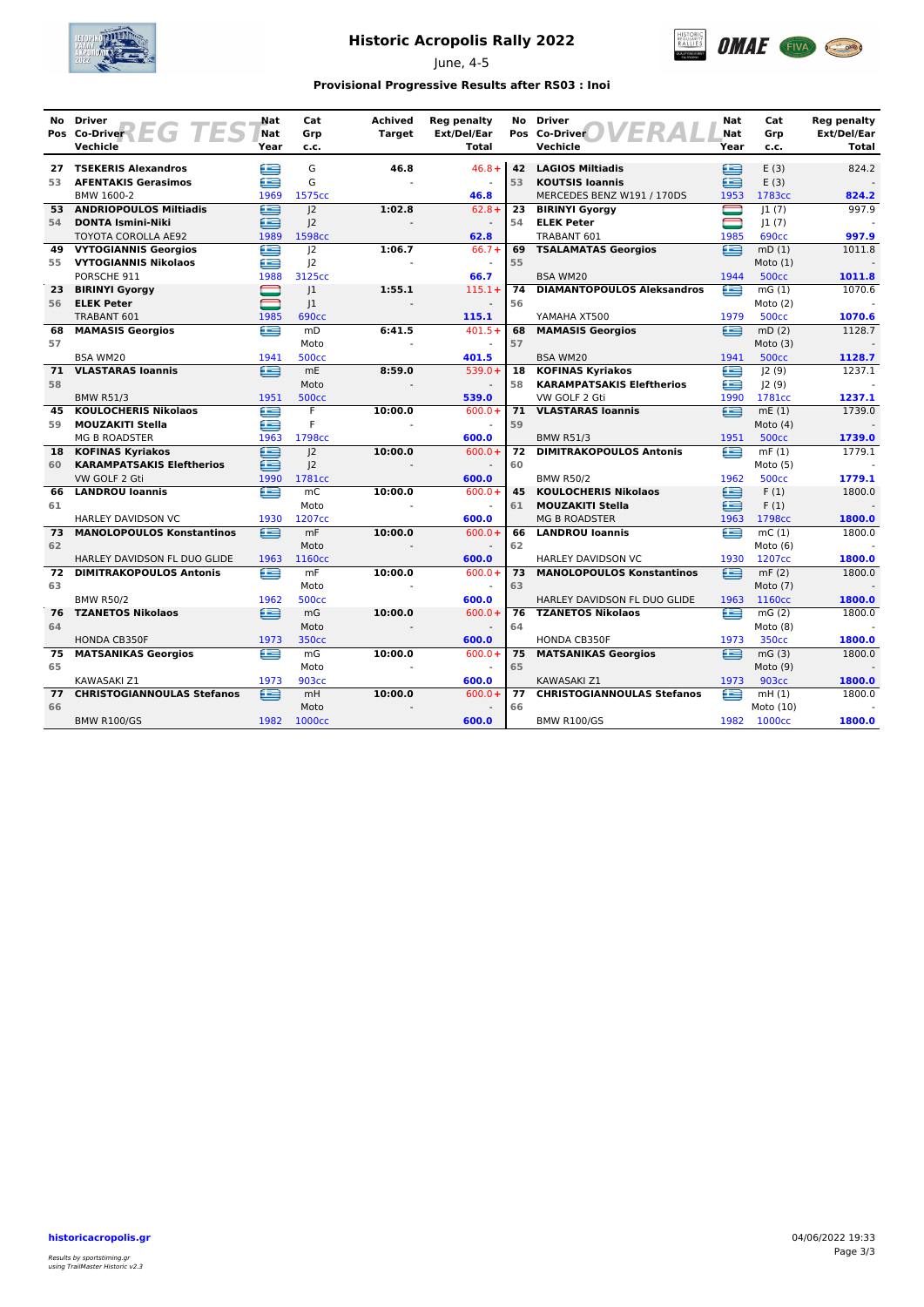# Historic Acropolis Rally 2022

June, 4-5

**Provisional Progressive Results after RS03 : Inoi**

## REG TEST

| No / Pos | Driver / Co-Driver / Vechicle | Nat / Nat / Year | Cat / Grp / c.c. | Achived Target | Reg penalty Ext/Del/Ear Total |
|---|---|---|---|---|---|
| 27 / 53 | **TSEKERIS Alexandros** / **AFENTAKIS Gerasimos** / BMW 1600-2 | GR / GR / 1969 | G / G / 1575cc | 46.8 | 46.8+ / - / **46.8** |
| 53 / 54 | **ANDRIOPOULOS Miltiadis** / **DONTA Ismini-Niki** / TOYOTA COROLLA AE92 | GR / GR / 1989 | J2 / J2 / 1598cc | 1:02.8 | 62.8+ / - / **62.8** |
| 49 / 55 | **VYTOGIANNIS Georgios** / **VYTOGIANNIS Nikolaos** / PORSCHE 911 | GR / GR / 1988 | J2 / J2 / 3125cc | 1:06.7 | 66.7+ / - / **66.7** |
| 23 / 56 | **BIRINYI Gyorgy** / **ELEK Peter** / TRABANT 601 | HU / HU / 1985 | J1 / J1 / 690cc | 1:55.1 | 115.1+ / - / **115.1** |
| 68 / 57 | **MAMASIS Georgios** / BSA WM20 | GR / 1941 | mD / Moto / 500cc | 6:41.5 | 401.5+ / - / **401.5** |
| 71 / 58 | **VLASTARAS Ioannis** / BMW R51/3 | GR / 1951 | mE / Moto / 500cc | 8:59.0 | 539.0+ / - / **539.0** |
| 45 / 59 | **KOULOCHERIS Nikolaos** / **MOUZAKITI Stella** / MG B ROADSTER | GR / GR / 1963 | F / F / 1798cc | 10:00.0 | 600.0+ / - / **600.0** |
| 18 / 60 | **KOFINAS Kyriakos** / **KARAMPATSAKIS Eleftherios** / VW GOLF 2 Gti | GR / GR / 1990 | J2 / J2 / 1781cc | 10:00.0 | 600.0+ / - / **600.0** |
| 66 / 61 | **LANDROU Ioannis** / HARLEY DAVIDSON VC | GR / 1930 | mC / Moto / 1207cc | 10:00.0 | 600.0+ / - / **600.0** |
| 73 / 62 | **MANOLOPOULOS Konstantinos** / HARLEY DAVIDSON FL DUO GLIDE | GR / 1963 | mF / Moto / 1160cc | 10:00.0 | 600.0+ / - / **600.0** |
| 72 / 63 | **DIMITRAKOPOULOS Antonis** / BMW R50/2 | GR / 1962 | mF / Moto / 500cc | 10:00.0 | 600.0+ / - / **600.0** |
| 76 / 64 | **TZANETOS Nikolaos** / HONDA CB350F | GR / 1973 | mG / Moto / 350cc | 10:00.0 | 600.0+ / - / **600.0** |
| 75 / 65 | **MATSANIKAS Georgios** / KAWASAKI Z1 | GR / 1973 | mG / Moto / 903cc | 10:00.0 | 600.0+ / - / **600.0** |
| 77 / 66 | **CHRISTOGIANNOULAS Stefanos** / BMW R100/GS | GR / 1982 | mH / Moto / 1000cc | 10:00.0 | 600.0+ / - / **600.0** |

## OVERALL

| No / Pos | Driver / Co-Driver / Vechicle | Nat / Nat / Year | Cat / Grp / c.c. | Reg penalty Ext/Del/Ear Total |
|---|---|---|---|---|
| 42 / 53 | **LAGIOS Miltiadis** / **KOUTSIS Ioannis** / MERCEDES BENZ W191 / 170DS | GR / GR / 1953 | E (3) / E (3) / 1783cc | 824.2 / - / **824.2** |
| 23 / 54 | **BIRINYI Gyorgy** / **ELEK Peter** / TRABANT 601 | HU / HU / 1985 | J1 (7) / J1 (7) / 690cc | 997.9 / - / **997.9** |
| 69 / 55 | **TSALAMATAS Georgios** / BSA WM20 | GR / 1944 | mD (1) / Moto (1) / 500cc | 1011.8 / - / **1011.8** |
| 74 / 56 | **DIAMANTOPOULOS Aleksandros** / YAMAHA XT500 | GR / 1979 | mG (1) / Moto (2) / 500cc | 1070.6 / - / **1070.6** |
| 68 / 57 | **MAMASIS Georgios** / BSA WM20 | GR / 1941 | mD (2) / Moto (3) / 500cc | 1128.7 / - / **1128.7** |
| 18 / 58 | **KOFINAS Kyriakos** / **KARAMPATSAKIS Eleftherios** / VW GOLF 2 Gti | GR / GR / 1990 | J2 (9) / J2 (9) / 1781cc | 1237.1 / - / **1237.1** |
| 71 / 59 | **VLASTARAS Ioannis** / BMW R51/3 | GR / 1951 | mE (1) / Moto (4) / 500cc | 1739.0 / - / **1739.0** |
| 72 / 60 | **DIMITRAKOPOULOS Antonis** / BMW R50/2 | GR / 1962 | mF (1) / Moto (5) / 500cc | 1779.1 / - / **1779.1** |
| 45 / 61 | **KOULOCHERIS Nikolaos** / **MOUZAKITI Stella** / MG B ROADSTER | GR / GR / 1963 | F (1) / F (1) / 1798cc | 1800.0 / - / **1800.0** |
| 66 / 62 | **LANDROU Ioannis** / HARLEY DAVIDSON VC | GR / 1930 | mC (1) / Moto (6) / 1207cc | 1800.0 / - / **1800.0** |
| 73 / 63 | **MANOLOPOULOS Konstantinos** / HARLEY DAVIDSON FL DUO GLIDE | GR / 1963 | mF (2) / Moto (7) / 1160cc | 1800.0 / - / **1800.0** |
| 76 / 64 | **TZANETOS Nikolaos** / HONDA CB350F | GR / 1973 | mG (2) / Moto (8) / 350cc | 1800.0 / - / **1800.0** |
| 75 / 65 | **MATSANIKAS Georgios** / KAWASAKI Z1 | GR / 1973 | mG (3) / Moto (9) / 903cc | 1800.0 / - / **1800.0** |
| 77 / 66 | **CHRISTOGIANNOULAS Stefanos** / BMW R100/GS | GR / 1982 | mH (1) / Moto (10) / 1000cc | 1800.0 / - / **1800.0** |

**historicacropolis.gr**

04/06/2022 19:33

*Results by sportstiming.gr*
*using TrailMaster Historic v2.3*